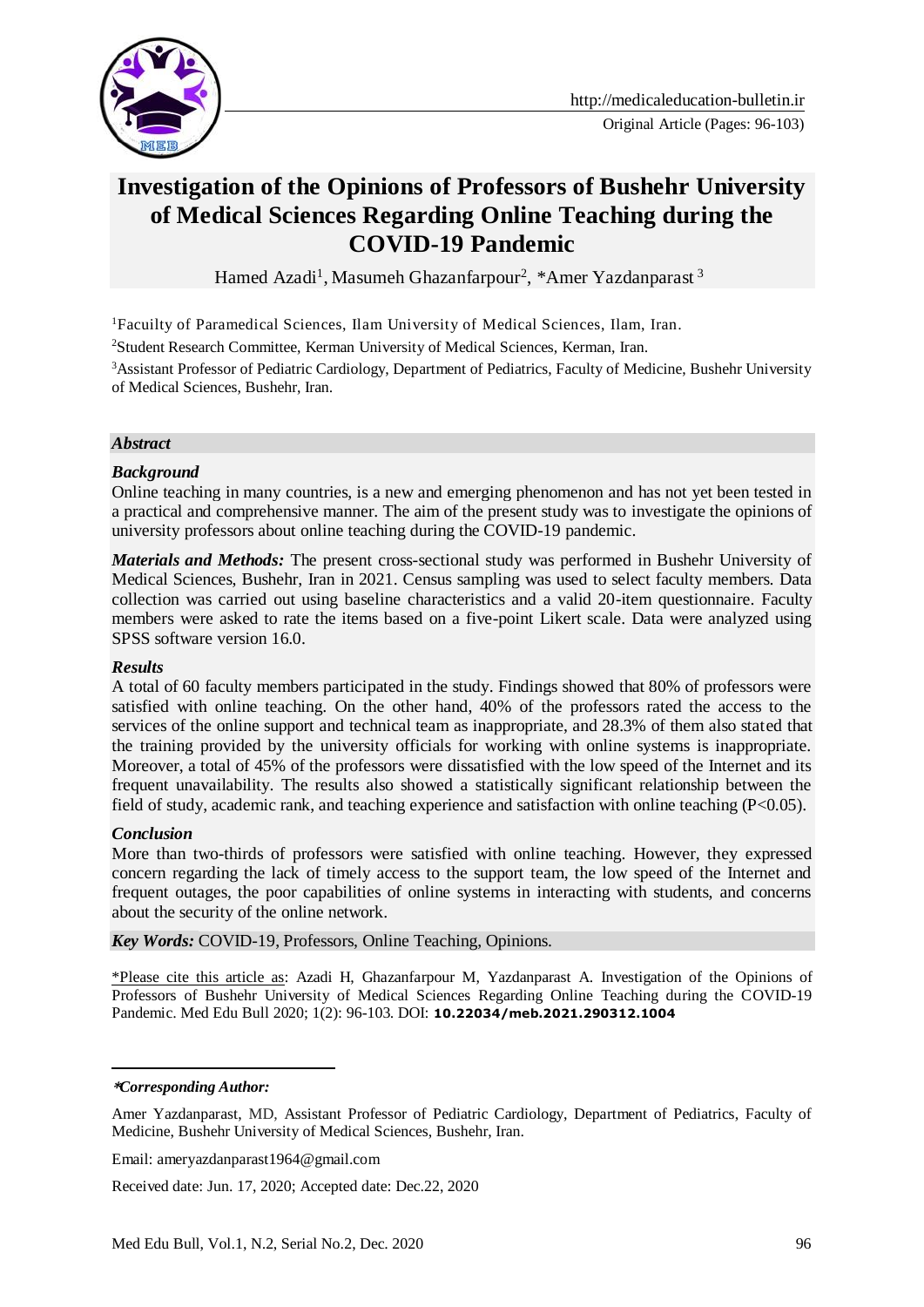Original Article (Pages: 96-103)

# Investigation of the Opinions of Professors of Bushehr University of Medical Sciences Regarding Online Teaching during the COVID-19 Pandemic

Hamed Azadi[1], Masumeh Ghazanfarpour[2], *Amer Yazdanparast [3]

[1]Faculty of Paramedical Sciences, Ilam University of Medical Sciences, Ilam, Iran.

[2]Student Research Committee, Kerman University of Medical Sciences, Kerman, Iran.

[3]Assistant Professor of Pediatric Cardiology, Department of Pediatrics, Faculty of Medicine, Bushehr University of Medical Sciences, Bushehr, Iran.

## *Abstract*

### *Background*

Online teaching in many countries, is a new and emerging phenomenon and has not yet been tested in a practical and comprehensive manner. The aim of the present study was to investigate the opinions of university professors about online teaching during the COVID-19 pandemic.

***Materials and Methods:*** The present cross-sectional study was performed in Bushehr University of Medical Sciences, Bushehr, Iran in 2021. Census sampling was used to select faculty members. Data collection was carried out using baseline characteristics and a valid 20-item questionnaire. Faculty members were asked to rate the items based on a five-point Likert scale. Data were analyzed using SPSS software version 16.0.

### *Results*

A total of 60 faculty members participated in the study. Findings showed that 80% of professors were satisfied with online teaching. On the other hand, 40% of the professors rated the access to the services of the online support and technical team as inappropriate, and 28.3% of them also stated that the training provided by the university officials for working with online systems is inappropriate. Moreover, a total of 45% of the professors were dissatisfied with the low speed of the Internet and its frequent unavailability. The results also showed a statistically significant relationship between the field of study, academic rank, and teaching experience and satisfaction with online teaching ($P<0.05$).

### *Conclusion*

More than two-thirds of professors were satisfied with online teaching. However, they expressed concern regarding the lack of timely access to the support team, the low speed of the Internet and frequent outages, the poor capabilities of online systems in interacting with students, and concerns about the security of the online network.

***Key Words:*** COVID-19, Professors, Online Teaching, Opinions.

*Please cite this article as: Azadi H, Ghazanfarpour M, Yazdanparast A. Investigation of the Opinions of Professors of Bushehr University of Medical Sciences Regarding Online Teaching during the COVID-19 Pandemic. Med Edu Bull 2020; 1(2): 96-103. DOI: **10.22034/meb.2021.290312.1004**

---

***Corresponding Author:***

Amer Yazdanparast, MD, Assistant Professor of Pediatric Cardiology, Department of Pediatrics, Faculty of Medicine, Bushehr University of Medical Sciences, Bushehr, Iran.

Email: ameryazdanparast1964@gmail.com

Received date: Jun. 17, 2020; Accepted date: Dec.22, 2020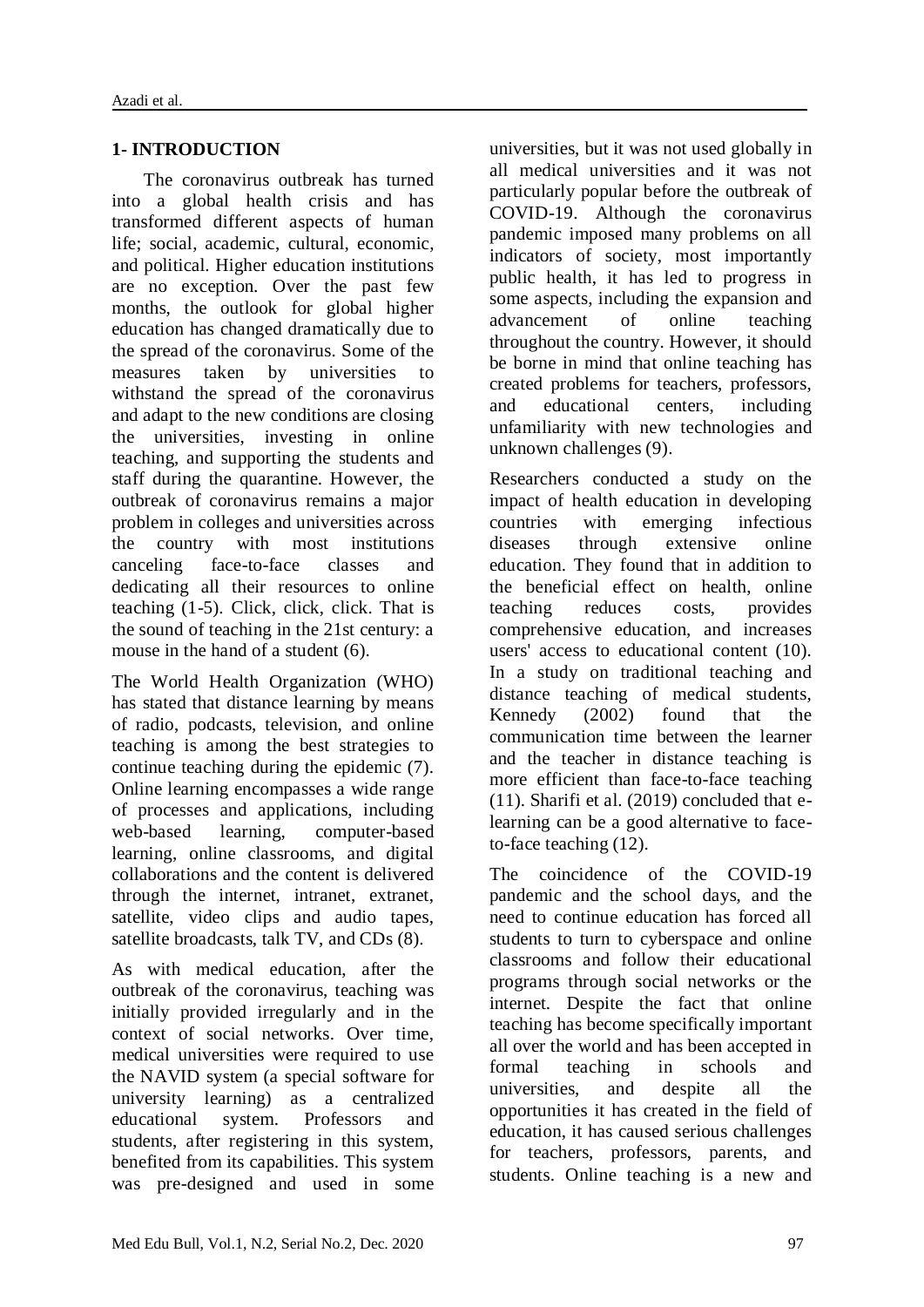## 1- INTRODUCTION

The coronavirus outbreak has turned into a global health crisis and has transformed different aspects of human life; social, academic, cultural, economic, and political. Higher education institutions are no exception. Over the past few months, the outlook for global higher education has changed dramatically due to the spread of the coronavirus. Some of the measures taken by universities to withstand the spread of the coronavirus and adapt to the new conditions are closing the universities, investing in online teaching, and supporting the students and staff during the quarantine. However, the outbreak of coronavirus remains a major problem in colleges and universities across the country with most institutions canceling face-to-face classes and dedicating all their resources to online teaching (1-5). Click, click, click. That is the sound of teaching in the 21st century: a mouse in the hand of a student (6).

The World Health Organization (WHO) has stated that distance learning by means of radio, podcasts, television, and online teaching is among the best strategies to continue teaching during the epidemic (7). Online learning encompasses a wide range of processes and applications, including web-based learning, computer-based learning, online classrooms, and digital collaborations and the content is delivered through the internet, intranet, extranet, satellite, video clips and audio tapes, satellite broadcasts, talk TV, and CDs (8).

As with medical education, after the outbreak of the coronavirus, teaching was initially provided irregularly and in the context of social networks. Over time, medical universities were required to use the NAVID system (a special software for university learning) as a centralized educational system. Professors and students, after registering in this system, benefited from its capabilities. This system was pre-designed and used in some universities, but it was not used globally in all medical universities and it was not particularly popular before the outbreak of COVID-19. Although the coronavirus pandemic imposed many problems on all indicators of society, most importantly public health, it has led to progress in some aspects, including the expansion and advancement of online teaching throughout the country. However, it should be borne in mind that online teaching has created problems for teachers, professors, and educational centers, including unfamiliarity with new technologies and unknown challenges (9).

Researchers conducted a study on the impact of health education in developing countries with emerging infectious diseases through extensive online education. They found that in addition to the beneficial effect on health, online teaching reduces costs, provides comprehensive education, and increases users' access to educational content (10). In a study on traditional teaching and distance teaching of medical students, Kennedy (2002) found that the communication time between the learner and the teacher in distance teaching is more efficient than face-to-face teaching (11). Sharifi et al. (2019) concluded that e-learning can be a good alternative to face-to-face teaching (12).

The coincidence of the COVID-19 pandemic and the school days, and the need to continue education has forced all students to turn to cyberspace and online classrooms and follow their educational programs through social networks or the internet. Despite the fact that online teaching has become specifically important all over the world and has been accepted in formal teaching in schools and universities, and despite all the opportunities it has created in the field of education, it has caused serious challenges for teachers, professors, parents, and students. Online teaching is a new and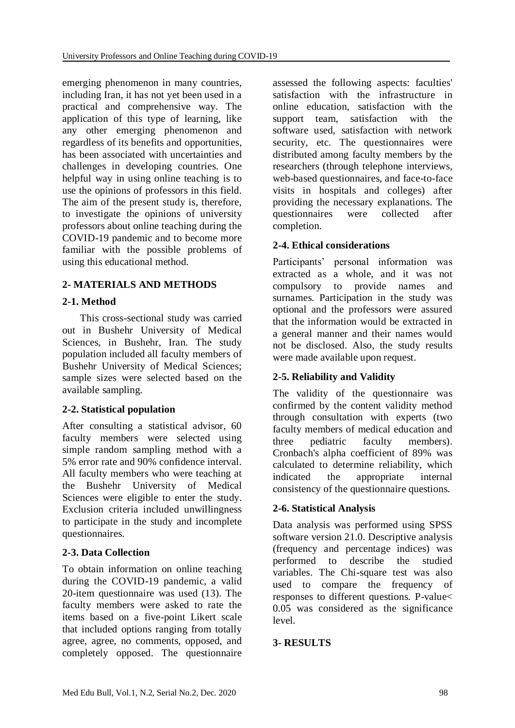emerging phenomenon in many countries, including Iran, it has not yet been used in a practical and comprehensive way. The application of this type of learning, like any other emerging phenomenon and regardless of its benefits and opportunities, has been associated with uncertainties and challenges in developing countries. One helpful way in using online teaching is to use the opinions of professors in this field. The aim of the present study is, therefore, to investigate the opinions of university professors about online teaching during the COVID-19 pandemic and to become more familiar with the possible problems of using this educational method.

## 2- MATERIALS AND METHODS

### 2-1. Method

This cross-sectional study was carried out in Bushehr University of Medical Sciences, in Bushehr, Iran. The study population included all faculty members of Bushehr University of Medical Sciences; sample sizes were selected based on the available sampling.

### 2-2. Statistical population

After consulting a statistical advisor, 60 faculty members were selected using simple random sampling method with a 5% error rate and 90% confidence interval. All faculty members who were teaching at the Bushehr University of Medical Sciences were eligible to enter the study. Exclusion criteria included unwillingness to participate in the study and incomplete questionnaires.

### 2-3. Data Collection

To obtain information on online teaching during the COVID-19 pandemic, a valid 20-item questionnaire was used (13). The faculty members were asked to rate the items based on a five-point Likert scale that included options ranging from totally agree, agree, no comments, opposed, and completely opposed. The questionnaire assessed the following aspects: faculties' satisfaction with the infrastructure in online education, satisfaction with the support team, satisfaction with the software used, satisfaction with network security, etc. The questionnaires were distributed among faculty members by the researchers (through telephone interviews, web-based questionnaires, and face-to-face visits in hospitals and colleges) after providing the necessary explanations. The questionnaires were collected after completion.

### 2-4. Ethical considerations

Participants' personal information was extracted as a whole, and it was not compulsory to provide names and surnames. Participation in the study was optional and the professors were assured that the information would be extracted in a general manner and their names would not be disclosed. Also, the study results were made available upon request.

### 2-5. Reliability and Validity

The validity of the questionnaire was confirmed by the content validity method through consultation with experts (two faculty members of medical education and three pediatric faculty members). Cronbach's alpha coefficient of 89% was calculated to determine reliability, which indicated the appropriate internal consistency of the questionnaire questions.

### 2-6. Statistical Analysis

Data analysis was performed using SPSS software version 21.0. Descriptive analysis (frequency and percentage indices) was performed to describe the studied variables. The Chi-square test was also used to compare the frequency of responses to different questions. P-value< 0.05 was considered as the significance level.

## 3- RESULTS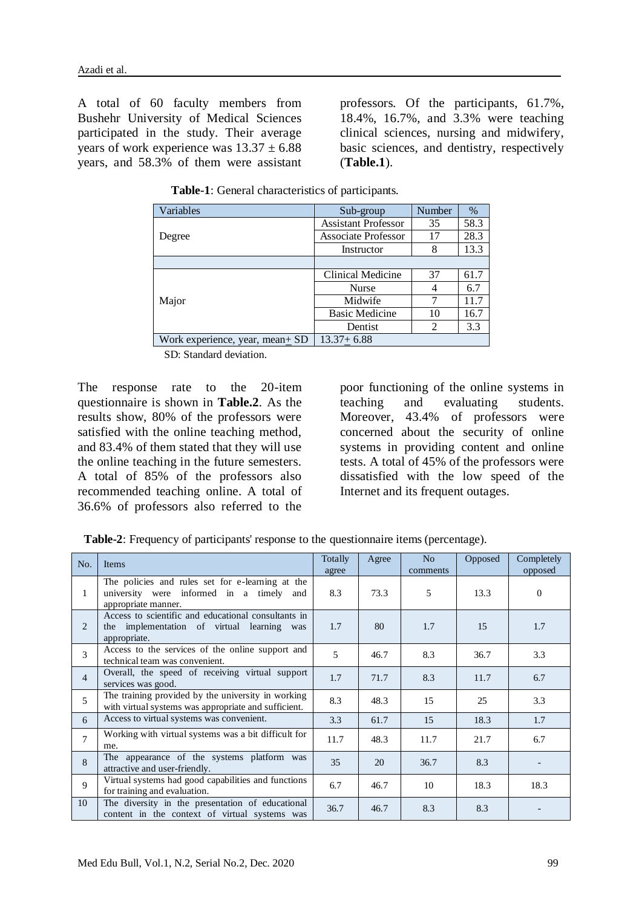A total of 60 faculty members from Bushehr University of Medical Sciences participated in the study. Their average years of work experience was 13.37 ± 6.88 years, and 58.3% of them were assistant professors. Of the participants, 61.7%, 18.4%, 16.7%, and 3.3% were teaching clinical sciences, nursing and midwifery, basic sciences, and dentistry, respectively (**Table.1**).

**Table-1**: General characteristics of participants.

| Variables | Sub-group | Number | % |
|---|---|---|---|
| Degree | Assistant Professor | 35 | 58.3 |
| | Associate Professor | 17 | 28.3 |
| | Instructor | 8 | 13.3 |
| | | | |
| Major | Clinical Medicine | 37 | 61.7 |
| | Nurse | 4 | 6.7 |
| | Midwife | 7 | 11.7 |
| | Basic Medicine | 10 | 16.7 |
| | Dentist | 2 | 3.3 |
| Work experience, year, mean± SD | 13.37± 6.88 | | |

SD: Standard deviation.

The response rate to the 20-item questionnaire is shown in **Table.2**. As the results show, 80% of the professors were satisfied with the online teaching method, and 83.4% of them stated that they will use the online teaching in the future semesters. A total of 85% of the professors also recommended teaching online. A total of 36.6% of professors also referred to the poor functioning of the online systems in teaching and evaluating students. Moreover, 43.4% of professors were concerned about the security of online systems in providing content and online tests. A total of 45% of the professors were dissatisfied with the low speed of the Internet and its frequent outages.

**Table-2**: Frequency of participants' response to the questionnaire items (percentage).

| No. | Items | Totally agree | Agree | No comments | Opposed | Completely opposed |
|---|---|---|---|---|---|---|
| 1 | The policies and rules set for e-learning at the university were informed in a timely and appropriate manner. | 8.3 | 73.3 | 5 | 13.3 | 0 |
| 2 | Access to scientific and educational consultants in the implementation of virtual learning was appropriate. | 1.7 | 80 | 1.7 | 15 | 1.7 |
| 3 | Access to the services of the online support and technical team was convenient. | 5 | 46.7 | 8.3 | 36.7 | 3.3 |
| 4 | Overall, the speed of receiving virtual support services was good. | 1.7 | 71.7 | 8.3 | 11.7 | 6.7 |
| 5 | The training provided by the university in working with virtual systems was appropriate and sufficient. | 8.3 | 48.3 | 15 | 25 | 3.3 |
| 6 | Access to virtual systems was convenient. | 3.3 | 61.7 | 15 | 18.3 | 1.7 |
| 7 | Working with virtual systems was a bit difficult for me. | 11.7 | 48.3 | 11.7 | 21.7 | 6.7 |
| 8 | The appearance of the systems platform was attractive and user-friendly. | 35 | 20 | 36.7 | 8.3 | - |
| 9 | Virtual systems had good capabilities and functions for training and evaluation. | 6.7 | 46.7 | 10 | 18.3 | 18.3 |
| 10 | The diversity in the presentation of educational content in the context of virtual systems was | 36.7 | 46.7 | 8.3 | 8.3 | - |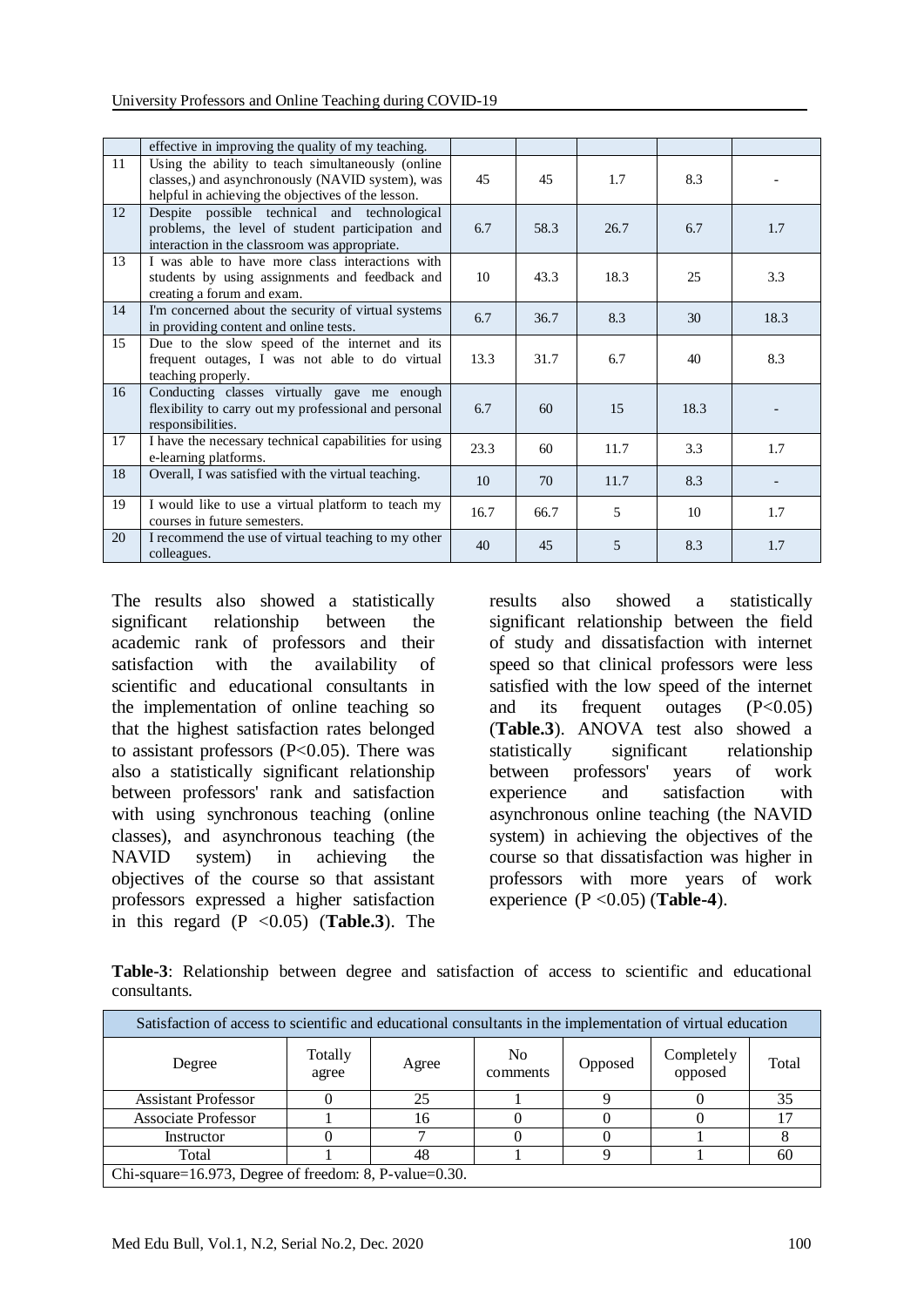| | effective in improving the quality of my teaching. | | | | | |
|---|---|---|---|---|---|---|
| 11 | Using the ability to teach simultaneously (online classes,) and asynchronously (NAVID system), was helpful in achieving the objectives of the lesson. | 45 | 45 | 1.7 | 8.3 | - |
| 12 | Despite possible technical and technological problems, the level of student participation and interaction in the classroom was appropriate. | 6.7 | 58.3 | 26.7 | 6.7 | 1.7 |
| 13 | I was able to have more class interactions with students by using assignments and feedback and creating a forum and exam. | 10 | 43.3 | 18.3 | 25 | 3.3 |
| 14 | I'm concerned about the security of virtual systems in providing content and online tests. | 6.7 | 36.7 | 8.3 | 30 | 18.3 |
| 15 | Due to the slow speed of the internet and its frequent outages, I was not able to do virtual teaching properly. | 13.3 | 31.7 | 6.7 | 40 | 8.3 |
| 16 | Conducting classes virtually gave me enough flexibility to carry out my professional and personal responsibilities. | 6.7 | 60 | 15 | 18.3 | - |
| 17 | I have the necessary technical capabilities for using e-learning platforms. | 23.3 | 60 | 11.7 | 3.3 | 1.7 |
| 18 | Overall, I was satisfied with the virtual teaching. | 10 | 70 | 11.7 | 8.3 | - |
| 19 | I would like to use a virtual platform to teach my courses in future semesters. | 16.7 | 66.7 | 5 | 10 | 1.7 |
| 20 | I recommend the use of virtual teaching to my other colleagues. | 40 | 45 | 5 | 8.3 | 1.7 |

The results also showed a statistically significant relationship between the academic rank of professors and their satisfaction with the availability of scientific and educational consultants in the implementation of online teaching so that the highest satisfaction rates belonged to assistant professors ($P<0.05$). There was also a statistically significant relationship between professors' rank and satisfaction with using synchronous teaching (online classes), and asynchronous teaching (the NAVID system) in achieving the objectives of the course so that assistant professors expressed a higher satisfaction in this regard ($P<0.05$) (**Table.3**). The results also showed a statistically significant relationship between the field of study and dissatisfaction with internet speed so that clinical professors were less satisfied with the low speed of the internet and its frequent outages ($P<0.05$) (**Table.3**). ANOVA test also showed a statistically significant relationship between professors' years of work experience and satisfaction with asynchronous online teaching (the NAVID system) in achieving the objectives of the course so that dissatisfaction was higher in professors with more years of work experience ($P<0.05$) (**Table-4**).

**Table-3**: Relationship between degree and satisfaction of access to scientific and educational consultants.

| Satisfaction of access to scientific and educational consultants in the implementation of virtual education | | | | | | |
|---|---|---|---|---|---|---|
| Degree | Totally agree | Agree | No comments | Opposed | Completely opposed | Total |
| Assistant Professor | 0 | 25 | 1 | 9 | 0 | 35 |
| Associate Professor | 1 | 16 | 0 | 0 | 0 | 17 |
| Instructor | 0 | 7 | 0 | 0 | 1 | 8 |
| Total | 1 | 48 | 1 | 9 | 1 | 60 |
| Chi-square=16.973, Degree of freedom: 8, P-value=0.30. | | | | | | |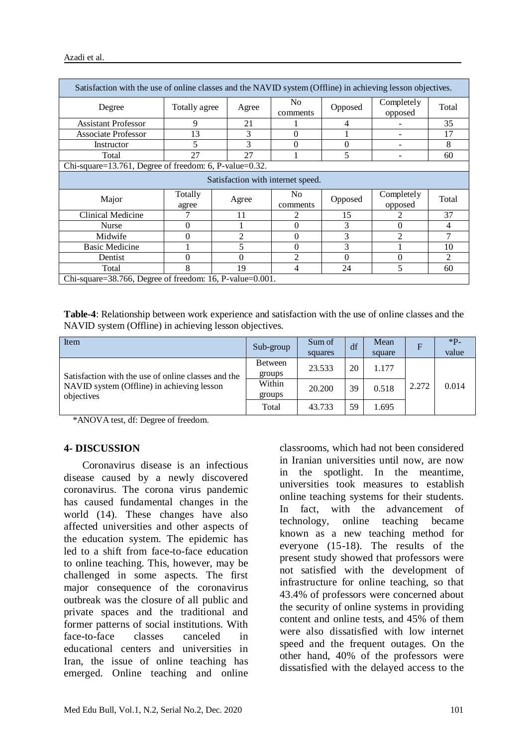| Satisfaction with the use of online classes and the NAVID system (Offline) in achieving lesson objectives. | | | | | | |
|---|---|---|---|---|---|---|
| Degree | Totally agree | Agree | No comments | Opposed | Completely opposed | Total |
| Assistant Professor | 9 | 21 | 1 | 4 | - | 35 |
| Associate Professor | 13 | 3 | 0 | 1 | - | 17 |
| Instructor | 5 | 3 | 0 | 0 | - | 8 |
| Total | 27 | 27 | 1 | 5 | - | 60 |
| Chi-square=13.761, Degree of freedom: 6, P-value=0.32. | | | | | | |

| Satisfaction with internet speed. | | | | | | |
|---|---|---|---|---|---|---|
| Major | Totally agree | Agree | No comments | Opposed | Completely opposed | Total |
| Clinical Medicine | 7 | 11 | 2 | 15 | 2 | 37 |
| Nurse | 0 | 1 | 0 | 3 | 0 | 4 |
| Midwife | 0 | 2 | 0 | 3 | 2 | 7 |
| Basic Medicine | 1 | 5 | 0 | 3 | 1 | 10 |
| Dentist | 0 | 0 | 2 | 0 | 0 | 2 |
| Total | 8 | 19 | 4 | 24 | 5 | 60 |
| Chi-square=38.766, Degree of freedom: 16, P-value=0.001. | | | | | | |

**Table-4**: Relationship between work experience and satisfaction with the use of online classes and the NAVID system (Offline) in achieving lesson objectives.

| Item | Sub-group | Sum of squares | df | Mean square | F | *P-value |
|---|---|---|---|---|---|---|
| Satisfaction with the use of online classes and the NAVID system (Offline) in achieving lesson objectives | Between groups | 23.533 | 20 | 1.177 | 2.272 | 0.014 |
| | Within groups | 20.200 | 39 | 0.518 | | |
| | Total | 43.733 | 59 | 1.695 | | |

*ANOVA test, df: Degree of freedom.

## 4- DISCUSSION

Coronavirus disease is an infectious disease caused by a newly discovered coronavirus. The corona virus pandemic has caused fundamental changes in the world (14). These changes have also affected universities and other aspects of the education system. The epidemic has led to a shift from face-to-face education to online teaching. This, however, may be challenged in some aspects. The first major consequence of the coronavirus outbreak was the closure of all public and private spaces and the traditional and former patterns of social institutions. With face-to-face classes canceled in educational centers and universities in Iran, the issue of online teaching has emerged. Online teaching and online classrooms, which had not been considered in Iranian universities until now, are now in the spotlight. In the meantime, universities took measures to establish online teaching systems for their students. In fact, with the advancement of technology, online teaching became known as a new teaching method for everyone (15-18). The results of the present study showed that professors were not satisfied with the development of infrastructure for online teaching, so that 43.4% of professors were concerned about the security of online systems in providing content and online tests, and 45% of them were also dissatisfied with low internet speed and the frequent outages. On the other hand, 40% of the professors were dissatisfied with the delayed access to the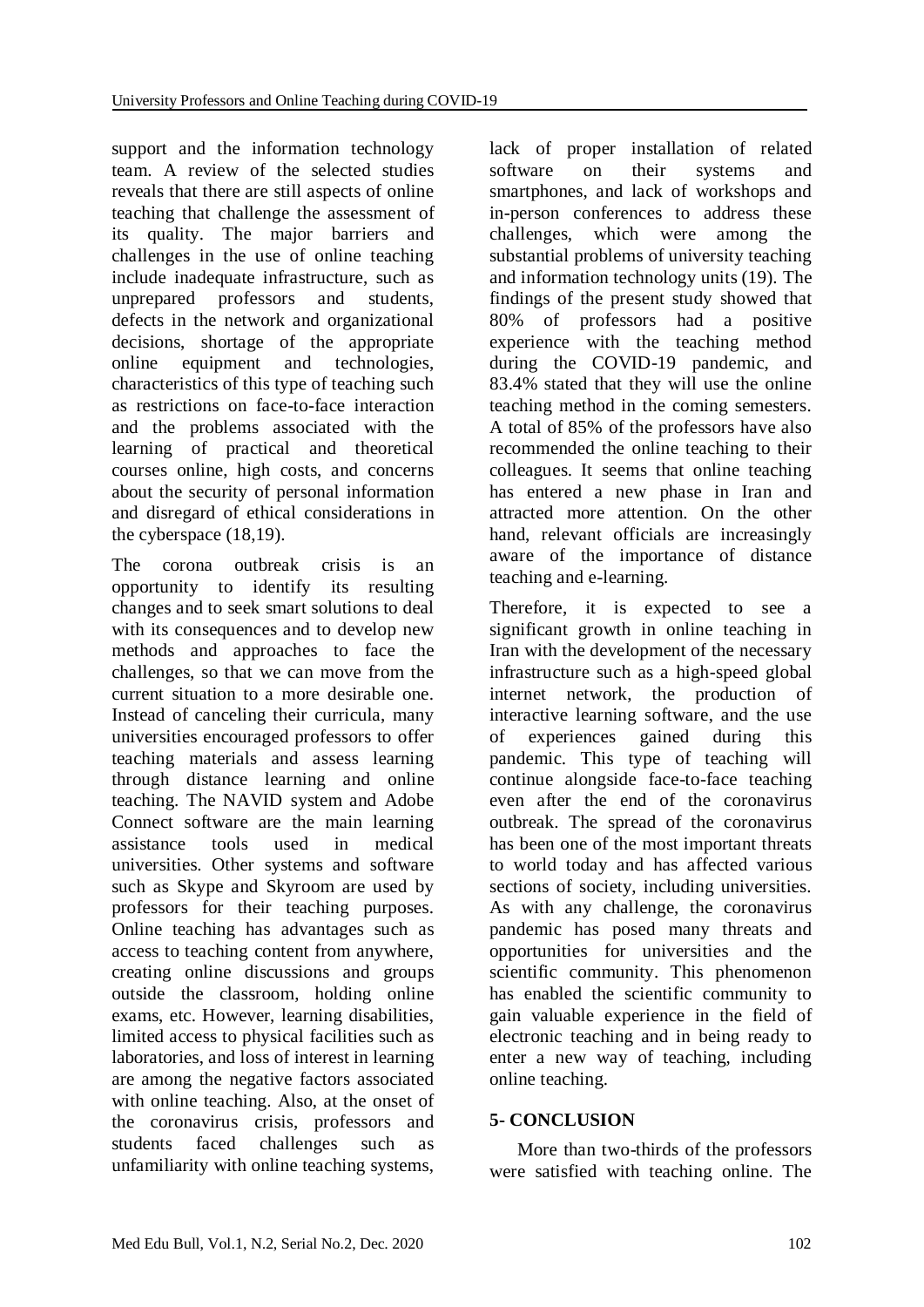support and the information technology team. A review of the selected studies reveals that there are still aspects of online teaching that challenge the assessment of its quality. The major barriers and challenges in the use of online teaching include inadequate infrastructure, such as unprepared professors and students, defects in the network and organizational decisions, shortage of the appropriate online equipment and technologies, characteristics of this type of teaching such as restrictions on face-to-face interaction and the problems associated with the learning of practical and theoretical courses online, high costs, and concerns about the security of personal information and disregard of ethical considerations in the cyberspace (18,19).

The corona outbreak crisis is an opportunity to identify its resulting changes and to seek smart solutions to deal with its consequences and to develop new methods and approaches to face the challenges, so that we can move from the current situation to a more desirable one. Instead of canceling their curricula, many universities encouraged professors to offer teaching materials and assess learning through distance learning and online teaching. The NAVID system and Adobe Connect software are the main learning assistance tools used in medical universities. Other systems and software such as Skype and Skyroom are used by professors for their teaching purposes. Online teaching has advantages such as access to teaching content from anywhere, creating online discussions and groups outside the classroom, holding online exams, etc. However, learning disabilities, limited access to physical facilities such as laboratories, and loss of interest in learning are among the negative factors associated with online teaching. Also, at the onset of the coronavirus crisis, professors and students faced challenges such as unfamiliarity with online teaching systems, lack of proper installation of related software on their systems and smartphones, and lack of workshops and in-person conferences to address these challenges, which were among the substantial problems of university teaching and information technology units (19). The findings of the present study showed that 80% of professors had a positive experience with the teaching method during the COVID-19 pandemic, and 83.4% stated that they will use the online teaching method in the coming semesters. A total of 85% of the professors have also recommended the online teaching to their colleagues. It seems that online teaching has entered a new phase in Iran and attracted more attention. On the other hand, relevant officials are increasingly aware of the importance of distance teaching and e-learning.

Therefore, it is expected to see a significant growth in online teaching in Iran with the development of the necessary infrastructure such as a high-speed global internet network, the production of interactive learning software, and the use of experiences gained during this pandemic. This type of teaching will continue alongside face-to-face teaching even after the end of the coronavirus outbreak. The spread of the coronavirus has been one of the most important threats to world today and has affected various sections of society, including universities. As with any challenge, the coronavirus pandemic has posed many threats and opportunities for universities and the scientific community. This phenomenon has enabled the scientific community to gain valuable experience in the field of electronic teaching and in being ready to enter a new way of teaching, including online teaching.

## 5- CONCLUSION

More than two-thirds of the professors were satisfied with teaching online. The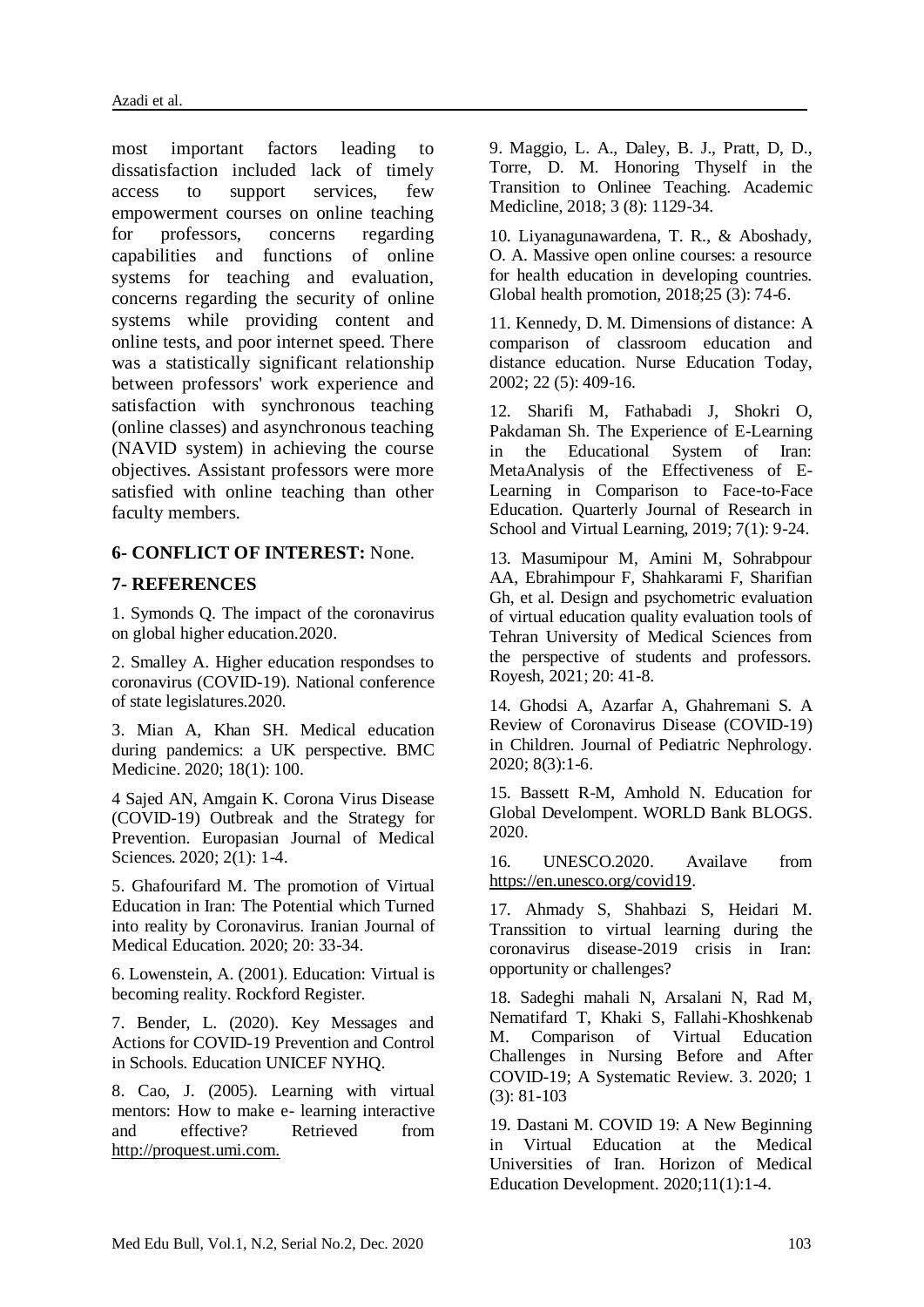most important factors leading to dissatisfaction included lack of timely access to support services, few empowerment courses on online teaching for professors, concerns regarding capabilities and functions of online systems for teaching and evaluation, concerns regarding the security of online systems while providing content and online tests, and poor internet speed. There was a statistically significant relationship between professors' work experience and satisfaction with synchronous teaching (online classes) and asynchronous teaching (NAVID system) in achieving the course objectives. Assistant professors were more satisfied with online teaching than other faculty members.

## 6- CONFLICT OF INTEREST: None.

## 7- REFERENCES

1. Symonds Q. The impact of the coronavirus on global higher education.2020.

2. Smalley A. Higher education respondses to coronavirus (COVID-19). National conference of state legislatures.2020.

3. Mian A, Khan SH. Medical education during pandemics: a UK perspective. BMC Medicine. 2020; 18(1): 100.

4 Sajed AN, Amgain K. Corona Virus Disease (COVID-19) Outbreak and the Strategy for Prevention. Europasian Journal of Medical Sciences. 2020; 2(1): 1-4.

5. Ghafourifard M. The promotion of Virtual Education in Iran: The Potential which Turned into reality by Coronavirus. Iranian Journal of Medical Education. 2020; 20: 33-34.

6. Lowenstein, A. (2001). Education: Virtual is becoming reality. Rockford Register.

7. Bender, L. (2020). Key Messages and Actions for COVID-19 Prevention and Control in Schools. Education UNICEF NYHQ.

8. Cao, J. (2005). Learning with virtual mentors: How to make e- learning interactive and effective? Retrieved from http://proquest.umi.com.

9. Maggio, L. A., Daley, B. J., Pratt, D, D., Torre, D. M. Honoring Thyself in the Transition to Onlinee Teaching. Academic Medicline, 2018; 3 (8): 1129-34.

10. Liyanagunawardena, T. R., & Aboshady, O. A. Massive open online courses: a resource for health education in developing countries. Global health promotion, 2018;25 (3): 74-6.

11. Kennedy, D. M. Dimensions of distance: A comparison of classroom education and distance education. Nurse Education Today, 2002; 22 (5): 409-16.

12. Sharifi M, Fathabadi J, Shokri O, Pakdaman Sh. The Experience of E-Learning in the Educational System of Iran: MetaAnalysis of the Effectiveness of E-Learning in Comparison to Face-to-Face Education. Quarterly Journal of Research in School and Virtual Learning, 2019; 7(1): 9-24.

13. Masumipour M, Amini M, Sohrabpour AA, Ebrahimpour F, Shahkarami F, Sharifian Gh, et al. Design and psychometric evaluation of virtual education quality evaluation tools of Tehran University of Medical Sciences from the perspective of students and professors. Royesh, 2021; 20: 41-8.

14. Ghodsi A, Azarfar A, Ghahremani S. A Review of Coronavirus Disease (COVID-19) in Children. Journal of Pediatric Nephrology. 2020; 8(3):1-6.

15. Bassett R-M, Amhold N. Education for Global Develompent. WORLD Bank BLOGS. 2020.

16. UNESCO.2020. Availave from https://en.unesco.org/covid19.

17. Ahmady S, Shahbazi S, Heidari M. Transsition to virtual learning during the coronavirus disease-2019 crisis in Iran: opportunity or challenges?

18. Sadeghi mahali N, Arsalani N, Rad M, Nematifard T, Khaki S, Fallahi-Khoshkenab M. Comparison of Virtual Education Challenges in Nursing Before and After COVID-19; A Systematic Review. 3. 2020; 1 (3): 81-103

19. Dastani M. COVID 19: A New Beginning in Virtual Education at the Medical Universities of Iran. Horizon of Medical Education Development. 2020;11(1):1-4.